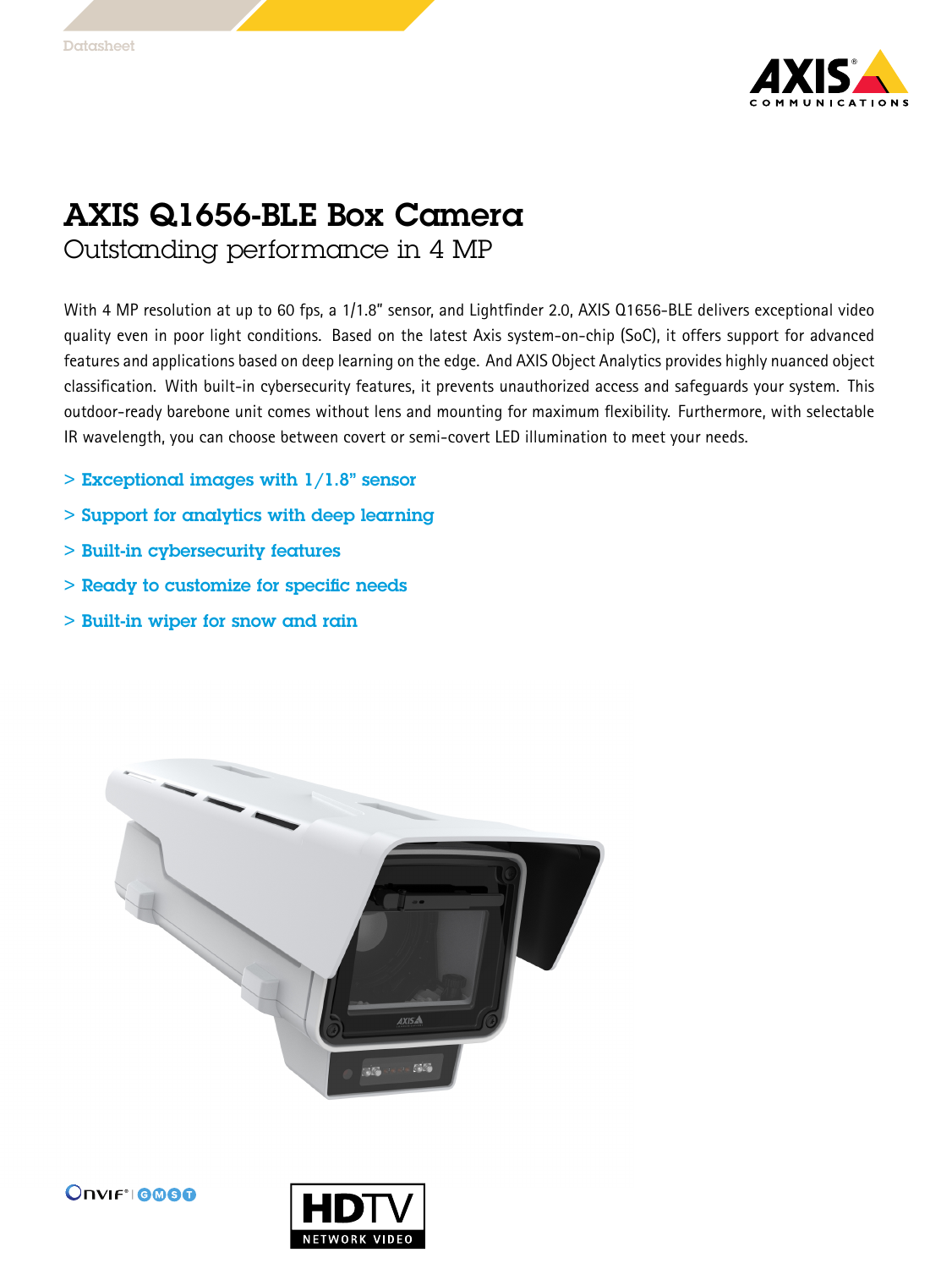Datasheet

# AXIS Q1656-BLE Box Camera

## Outstanding performance in 4 MP

With 4 MP resolution at up to 60 fps, a 1/1.8" sensor, and Lightfinder 2.0, AXIS Q1656-BLE delivers exceptional video quality even in poor light conditions. Based on the latest Axis system-on-chip (SoC), it offers support for advanced features and applications based on deep learning on the edge. And AXIS Object Analytics provides highly nuanced object classification. With built-in cybersecurity features, it prevents unauthorized access and safeguards your system. This outdoor-ready barebone unit comes without lens and mounting for maximum flexibility. Furthermore, with selectable IR wavelength, you can choose between covert or semi-covert LED illumination to meet your needs.

- > **Exceptional images with 1/1.8" sensor**
- > **Support for analytics with deep learning**
- > **Built-in cybersecurity features**
- > **Ready to customize for specific needs**
- > **Built-in wiper for snow and rain**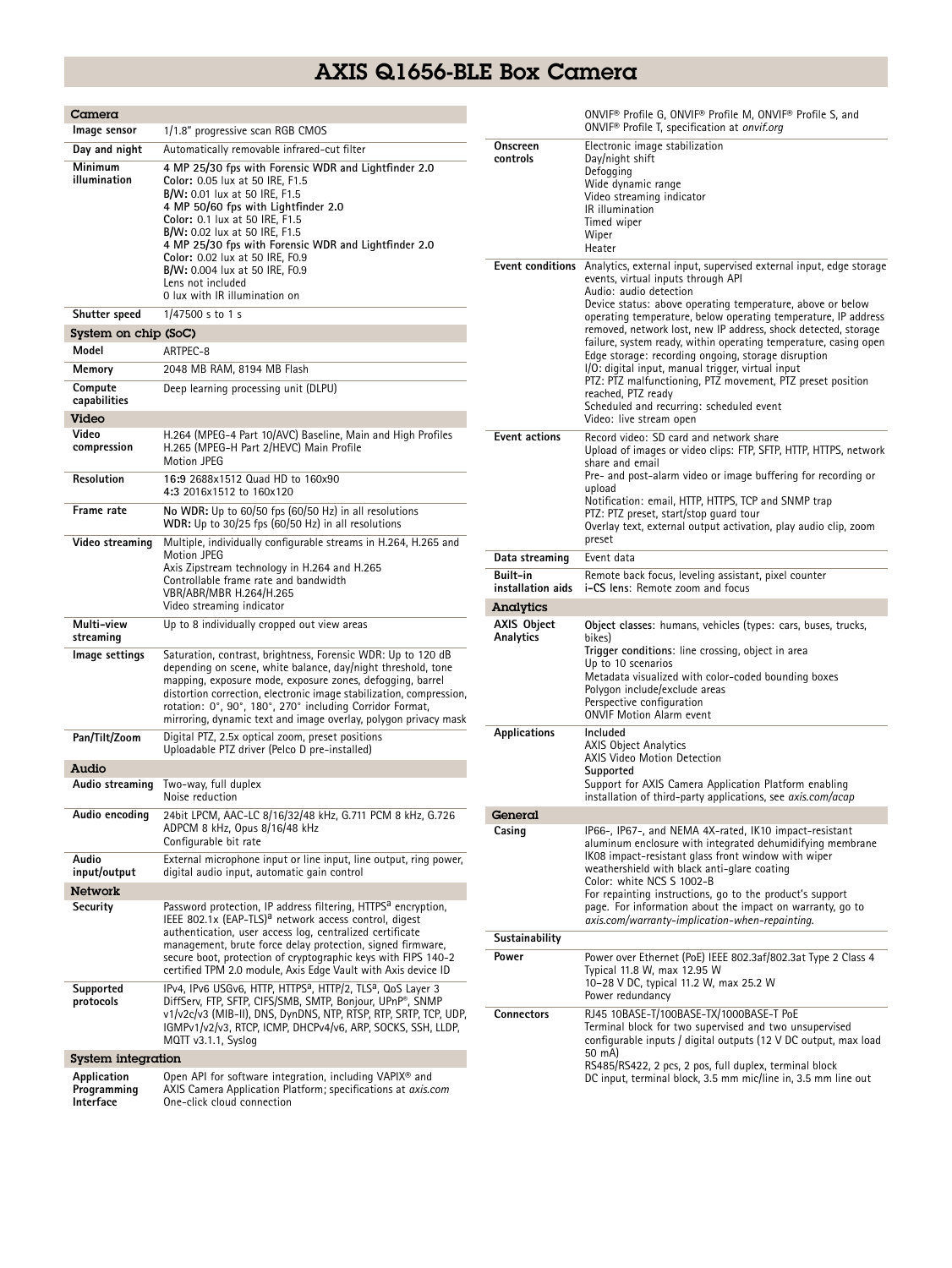# AXIS Q1656-BLE Box Camera

## Camera

| | |
|---|---|
| **Image sensor** | 1/1.8" progressive scan RGB CMOS |
| **Day and night** | Automatically removable infrared-cut filter |
| **Minimum illumination** | **4 MP 25/30 fps with Forensic WDR and Lightfinder 2.0**<br>**Color:** 0.05 lux at 50 IRE, F1.5<br>**B/W:** 0.01 lux at 50 IRE, F1.5<br>**4 MP 50/60 fps with Lightfinder 2.0**<br>**Color:** 0.1 lux at 50 IRE, F1.5<br>**B/W:** 0.02 lux at 50 IRE, F1.5<br>**4 MP 25/30 fps with Forensic WDR and Lightfinder 2.0**<br>**Color:** 0.02 lux at 50 IRE, F0.9<br>**B/W:** 0.004 lux at 50 IRE, F0.9<br>Lens not included<br>0 lux with IR illumination on |
| **Shutter speed** | 1/47500 s to 1 s |

## System on chip (SoC)

| | |
|---|---|
| **Model** | ARTPEC-8 |
| **Memory** | 2048 MB RAM, 8194 MB Flash |
| **Compute capabilities** | Deep learning processing unit (DLPU) |

## Video

| | |
|---|---|
| **Video compression** | H.264 (MPEG-4 Part 10/AVC) Baseline, Main and High Profiles<br>H.265 (MPEG-H Part 2/HEVC) Main Profile<br>Motion JPEG |
| **Resolution** | **16:9** 2688x1512 Quad HD to 160x90<br>**4:3** 2016x1512 to 160x120 |
| **Frame rate** | **No WDR:** Up to 60/50 fps (60/50 Hz) in all resolutions<br>**WDR:** Up to 30/25 fps (60/50 Hz) in all resolutions |
| **Video streaming** | Multiple, individually configurable streams in H.264, H.265 and Motion JPEG<br>Axis Zipstream technology in H.264 and H.265<br>Controllable frame rate and bandwidth<br>VBR/ABR/MBR H.264/H.265<br>Video streaming indicator |
| **Multi-view streaming** | Up to 8 individually cropped out view areas |
| **Image settings** | Saturation, contrast, brightness, Forensic WDR: Up to 120 dB depending on scene, white balance, day/night threshold, tone mapping, exposure mode, exposure zones, defogging, barrel distortion correction, electronic image stabilization, compression, rotation: 0°, 90°, 180°, 270° including Corridor Format, mirroring, dynamic text and image overlay, polygon privacy mask |
| **Pan/Tilt/Zoom** | Digital PTZ, 2.5x optical zoom, preset positions<br>Uploadable PTZ driver (Pelco D pre-installed) |

## Audio

| | |
|---|---|
| **Audio streaming** | Two-way, full duplex<br>Noise reduction |
| **Audio encoding** | 24bit LPCM, AAC-LC 8/16/32/48 kHz, G.711 PCM 8 kHz, G.726 ADPCM 8 kHz, Opus 8/16/48 kHz<br>Configurable bit rate |
| **Audio input/output** | External microphone input or line input, line output, ring power, digital audio input, automatic gain control |

## Network

| | |
|---|---|
| **Security** | Password protection, IP address filtering, HTTPS[a] encryption, IEEE 802.1x (EAP-TLS)[a] network access control, digest authentication, user access log, centralized certificate management, brute force delay protection, signed firmware, secure boot, protection of cryptographic keys with FIPS 140-2 certified TPM 2.0 module, Axis Edge Vault with Axis device ID |
| **Supported protocols** | IPv4, IPv6 USGv6, HTTP, HTTPS[a], HTTP/2, TLS[a], QoS Layer 3 DiffServ, FTP, SFTP, CIFS/SMB, SMTP, Bonjour, UPnP®, SNMP v1/v2c/v3 (MIB-II), DNS, DynDNS, NTP, RTSP, RTP, SRTP, TCP, UDP, IGMPv1/v2/v3, RTCP, ICMP, DHCPv4/v6, ARP, SOCKS, SSH, LLDP, MQTT v3.1.1, Syslog |

## System integration

| | |
|---|---|
| **Application Programming Interface** | Open API for software integration, including VAPIX® and AXIS Camera Application Platform; specifications at *axis.com*<br>One-click cloud connection<br>ONVIF® Profile G, ONVIF® Profile M, ONVIF® Profile S, and ONVIF® Profile T, specification at *onvif.org* |
| **Onscreen controls** | Electronic image stabilization<br>Day/night shift<br>Defogging<br>Wide dynamic range<br>Video streaming indicator<br>IR illumination<br>Timed wiper<br>Wiper<br>Heater |
| **Event conditions** | Analytics, external input, supervised external input, edge storage events, virtual inputs through API<br>Audio: audio detection<br>Device status: above operating temperature, above or below operating temperature, below operating temperature, IP address removed, network lost, new IP address, shock detected, storage failure, system ready, within operating temperature, casing open<br>Edge storage: recording ongoing, storage disruption<br>I/O: digital input, manual trigger, virtual input<br>PTZ: PTZ malfunctioning, PTZ movement, PTZ preset position reached, PTZ ready<br>Scheduled and recurring: scheduled event<br>Video: live stream open |
| **Event actions** | Record video: SD card and network share<br>Upload of images or video clips: FTP, SFTP, HTTP, HTTPS, network share and email<br>Pre- and post-alarm video or image buffering for recording or upload<br>Notification: email, HTTP, HTTPS, TCP and SNMP trap<br>PTZ: PTZ preset, start/stop guard tour<br>Overlay text, external output activation, play audio clip, zoom preset |
| **Data streaming** | Event data |
| **Built-in installation aids** | Remote back focus, leveling assistant, pixel counter<br>**i-CS lens**: Remote zoom and focus |

## Analytics

| | |
|---|---|
| **AXIS Object Analytics** | **Object classes**: humans, vehicles (types: cars, buses, trucks, bikes)<br>**Trigger conditions**: line crossing, object in area<br>Up to 10 scenarios<br>Metadata visualized with color-coded bounding boxes<br>Polygon include/exclude areas<br>Perspective configuration<br>ONVIF Motion Alarm event |
| **Applications** | **Included**<br>AXIS Object Analytics<br>AXIS Video Motion Detection<br>**Supported**<br>Support for AXIS Camera Application Platform enabling installation of third-party applications, see *axis.com/acap* |

## General

| | |
|---|---|
| **Casing** | IP66-, IP67-, and NEMA 4X-rated, IK10 impact-resistant aluminum enclosure with integrated dehumidifying membrane<br>IK08 impact-resistant glass front window with wiper<br>weathershield with black anti-glare coating<br>Color: white NCS S 1002-B<br>For repainting instructions, go to the product's support page. For information about the impact on warranty, go to *axis.com/warranty-implication-when-repainting.* |
| **Sustainability** | |
| **Power** | Power over Ethernet (PoE) IEEE 802.3af/802.3at Type 2 Class 4<br>Typical 11.8 W, max 12.95 W<br>10–28 V DC, typical 11.2 W, max 25.2 W<br>Power redundancy |
| **Connectors** | RJ45 10BASE-T/100BASE-TX/1000BASE-T PoE<br>Terminal block for two supervised and two unsupervised configurable inputs / digital outputs (12 V DC output, max load 50 mA)<br>RS485/RS422, 2 pcs, 2 pos, full duplex, terminal block<br>DC input, terminal block, 3.5 mm mic/line in, 3.5 mm line out |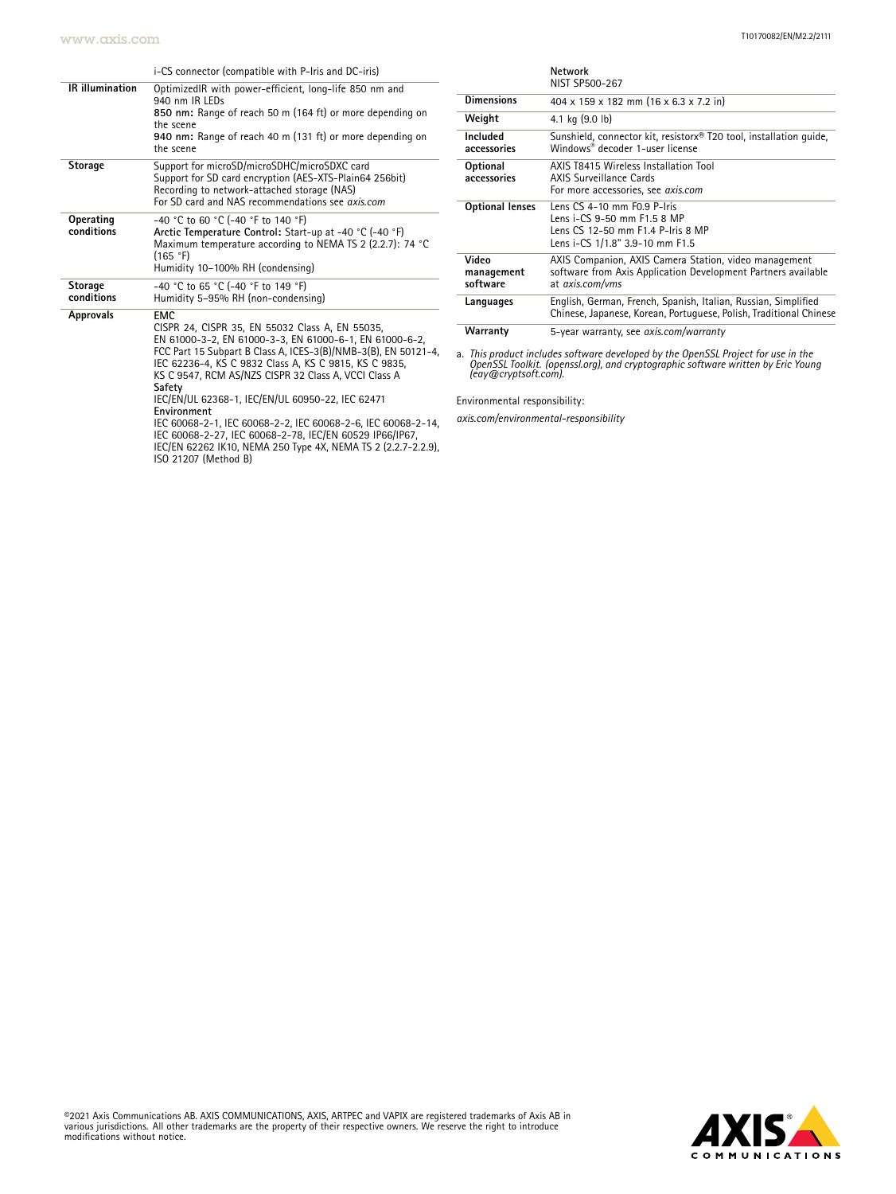| | |
|---|---|
| | i-CS connector (compatible with P-Iris and DC-iris) |
| **IR illumination** | OptimizedIR with power-efficient, long-life 850 nm and 940 nm IR LEDs<br>**850 nm:** Range of reach 50 m (164 ft) or more depending on the scene<br>**940 nm:** Range of reach 40 m (131 ft) or more depending on the scene |
| **Storage** | Support for microSD/microSDHC/microSDXC card<br>Support for SD card encryption (AES-XTS-Plain64 256bit)<br>Recording to network-attached storage (NAS)<br>For SD card and NAS recommendations see *axis.com* |
| **Operating conditions** | -40 °C to 60 °C (-40 °F to 140 °F)<br>**Arctic Temperature Control:** Start-up at -40 °C (-40 °F)<br>Maximum temperature according to NEMA TS 2 (2.2.7): 74 °C (165 °F)<br>Humidity 10–100% RH (condensing) |
| **Storage conditions** | -40 °C to 65 °C (-40 °F to 149 °F)<br>Humidity 5–95% RH (non-condensing) |
| **Approvals** | **EMC**<br>CISPR 24, CISPR 35, EN 55032 Class A, EN 55035, EN 61000-3-2, EN 61000-3-3, EN 61000-6-1, EN 61000-6-2, FCC Part 15 Subpart B Class A, ICES-3(B)/NMB-3(B), EN 50121-4, IEC 62236-4, KS C 9832 Class A, KS C 9815, KS C 9835, KS C 9547, RCM AS/NZS CISPR 32 Class A, VCCI Class A<br>**Safety**<br>IEC/EN/UL 62368-1, IEC/EN/UL 60950-22, IEC 62471<br>**Environment**<br>IEC 60068-2-1, IEC 60068-2-2, IEC 60068-2-6, IEC 60068-2-14, IEC 60068-2-27, IEC 60068-2-78, IEC/EN 60529 IP66/IP67, IEC/EN 62262 IK10, NEMA 250 Type 4X, NEMA TS 2 (2.2.7-2.2.9), ISO 21207 (Method B)<br>**Network**<br>NIST SP500-267 |
| **Dimensions** | 404 x 159 x 182 mm (16 x 6.3 x 7.2 in) |
| **Weight** | 4.1 kg (9.0 lb) |
| **Included accessories** | Sunshield, connector kit, resistorx® T20 tool, installation guide, Windows® decoder 1-user license |
| **Optional accessories** | AXIS T8415 Wireless Installation Tool<br>AXIS Surveillance Cards<br>For more accessories, see *axis.com* |
| **Optional lenses** | Lens CS 4-10 mm F0.9 P-Iris<br>Lens i-CS 9-50 mm F1.5 8 MP<br>Lens CS 12-50 mm F1.4 P-Iris 8 MP<br>Lens i-CS 1/1.8" 3.9-10 mm F1.5 |
| **Video management software** | AXIS Companion, AXIS Camera Station, video management software from Axis Application Development Partners available at *axis.com/vms* |
| **Languages** | English, German, French, Spanish, Italian, Russian, Simplified Chinese, Japanese, Korean, Portuguese, Polish, Traditional Chinese |
| **Warranty** | 5-year warranty, see *axis.com/warranty* |

a. *This product includes software developed by the OpenSSL Project for use in the OpenSSL Toolkit. (openssl.org), and cryptographic software written by Eric Young (eay@cryptsoft.com).*

Environmental responsibility:

*axis.com/environmental-responsibility*

©2021 Axis Communications AB. AXIS COMMUNICATIONS, AXIS, ARTPEC and VAPIX are registered trademarks of Axis AB in various jurisdictions. All other trademarks are the property of their respective owners. We reserve the right to introduce modifications without notice.